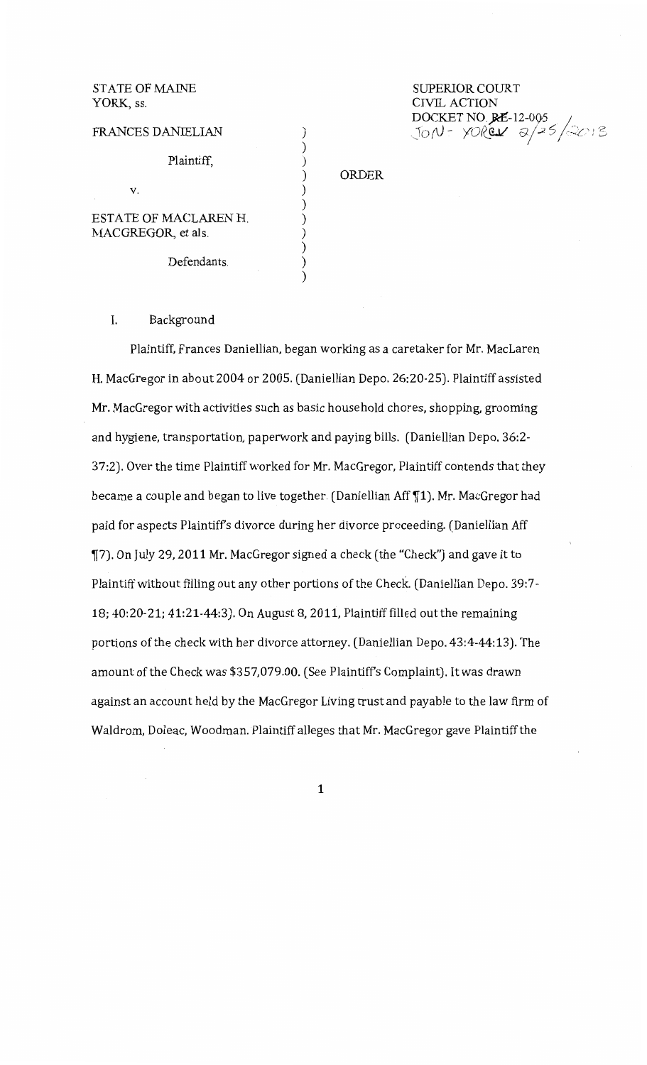STATE OF MAINE
YORK, ss.

SUPERIOR COURT
CIVIL ACTION
DOCKET NO. RE-12-005
JON - YORCV 2/25/2013

FRANCES DANIELIAN

Plaintiff,

v.

ESTATE OF MACLAREN H. MACGREGOR, et als.

Defendants.

ORDER

I. Background

Plaintiff, Frances Daniellian, began working as a caretaker for Mr. MacLaren H. MacGregor in about 2004 or 2005. (Daniellian Depo. 26:20-25). Plaintiff assisted Mr. MacGregor with activities such as basic household chores, shopping, grooming and hygiene, transportation, paperwork and paying bills. (Daniellian Depo. 36:2-37:2). Over the time Plaintiff worked for Mr. MacGregor, Plaintiff contends that they became a couple and began to live together. (Daniellian Aff ¶1). Mr. MacGregor had paid for aspects Plaintiff's divorce during her divorce proceeding. (Daniellian Aff ¶7). On July 29, 2011 Mr. MacGregor signed a check (the "Check") and gave it to Plaintiff without filling out any other portions of the Check. (Daniellian Depo. 39:7-18; 40:20-21; 41:21-44:3). On August 8, 2011, Plaintiff filled out the remaining portions of the check with her divorce attorney. (Daniellian Depo. 43:4-44:13). The amount of the Check was $357,079.00. (See Plaintiff's Complaint). It was drawn against an account held by the MacGregor Living trust and payable to the law firm of Waldrom, Doleac, Woodman. Plaintiff alleges that Mr. MacGregor gave Plaintiff the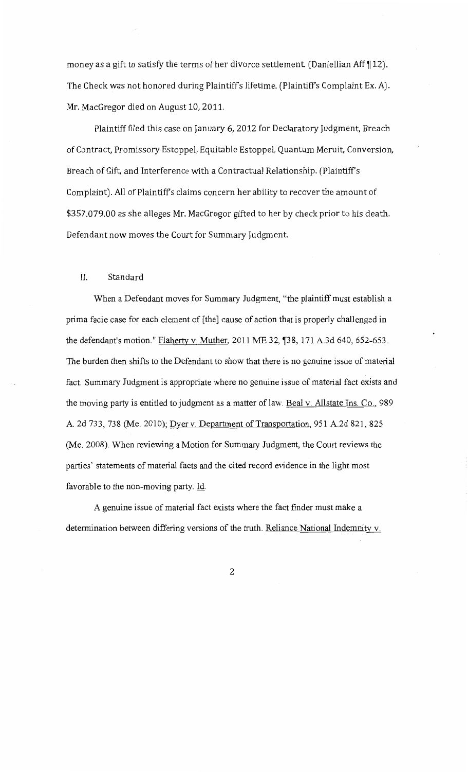money as a gift to satisfy the terms of her divorce settlement. (Daniellian Aff ¶12). The Check was not honored during Plaintiff's lifetime. (Plaintiff's Complaint Ex. A). Mr. MacGregor died on August 10, 2011.

Plaintiff filed this case on January 6, 2012 for Declaratory Judgment, Breach of Contract, Promissory Estoppel, Equitable Estoppel, Quantum Meruit, Conversion, Breach of Gift, and Interference with a Contractual Relationship. (Plaintiff's Complaint). All of Plaintiff's claims concern her ability to recover the amount of $357,079.00 as she alleges Mr. MacGregor gifted to her by check prior to his death. Defendant now moves the Court for Summary Judgment.

## II. Standard

When a Defendant moves for Summary Judgment, "the plaintiff must establish a prima facie case for each element of [the] cause of action that is properly challenged in the defendant's motion." Flaherty v. Muther, 2011 ME 32, ¶38, 171 A.3d 640, 652-653. The burden then shifts to the Defendant to show that there is no genuine issue of material fact. Summary Judgment is appropriate where no genuine issue of material fact exists and the moving party is entitled to judgment as a matter of law. Beal v. Allstate Ins. Co., 989 A. 2d 733, 738 (Me. 2010); Dyer v. Department of Transportation, 951 A.2d 821, 825 (Me. 2008). When reviewing a Motion for Summary Judgment, the Court reviews the parties' statements of material facts and the cited record evidence in the light most favorable to the non-moving party. Id.

A genuine issue of material fact exists where the fact finder must make a determination between differing versions of the truth. Reliance National Indemnity v.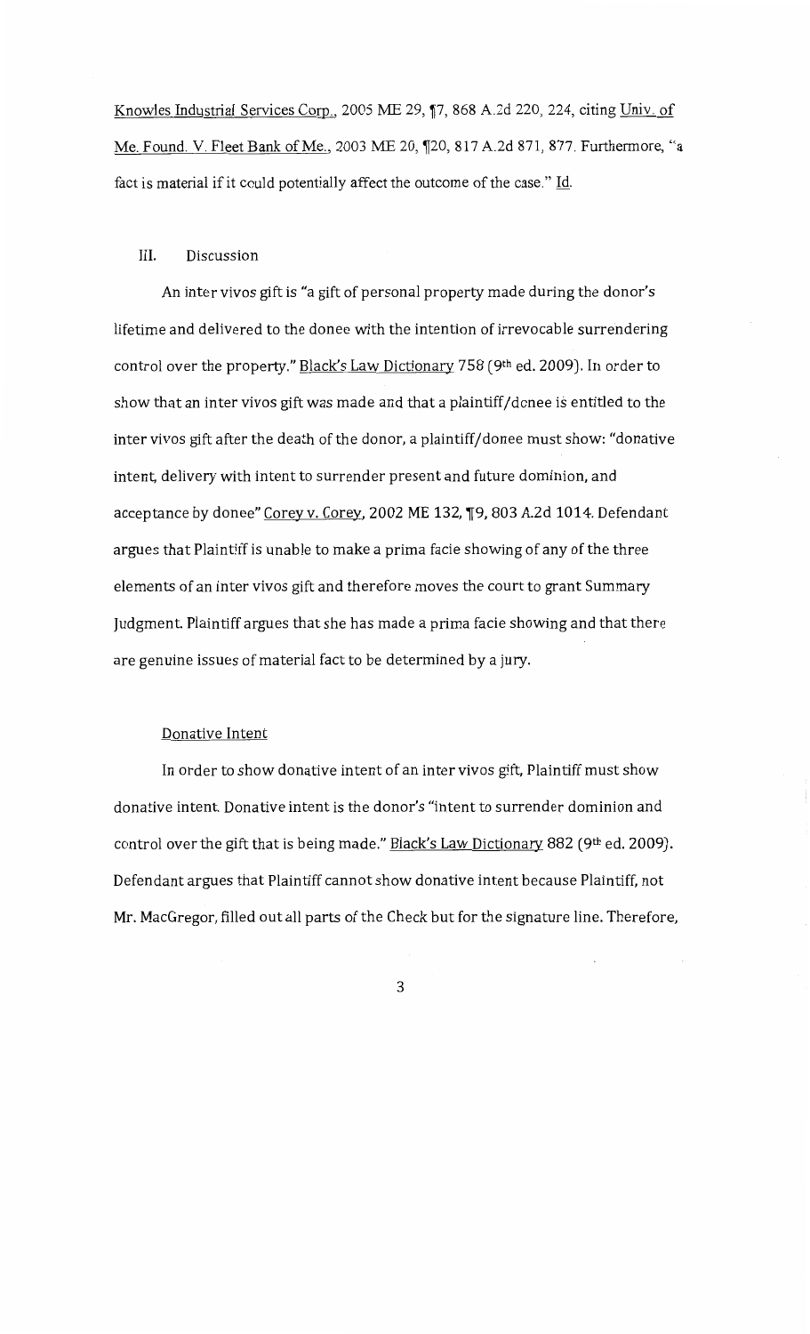Knowles Industrial Services Corp., 2005 ME 29, ¶7, 868 A.2d 220, 224, citing Univ. of Me. Found. V. Fleet Bank of Me., 2003 ME 20, ¶20, 817 A.2d 871, 877. Furthermore, "a fact is material if it could potentially affect the outcome of the case." Id.

## III. Discussion

An inter vivos gift is "a gift of personal property made during the donor's lifetime and delivered to the donee with the intention of irrevocable surrendering control over the property." Black's Law Dictionary 758 (9th ed. 2009). In order to show that an inter vivos gift was made and that a plaintiff/donee is entitled to the inter vivos gift after the death of the donor, a plaintiff/donee must show: "donative intent, delivery with intent to surrender present and future dominion, and acceptance by donee" Corey v. Corey, 2002 ME 132, ¶9, 803 A.2d 1014. Defendant argues that Plaintiff is unable to make a prima facie showing of any of the three elements of an inter vivos gift and therefore moves the court to grant Summary Judgment. Plaintiff argues that she has made a prima facie showing and that there are genuine issues of material fact to be determined by a jury.

### Donative Intent

In order to show donative intent of an inter vivos gift, Plaintiff must show donative intent. Donative intent is the donor's "intent to surrender dominion and control over the gift that is being made." Black's Law Dictionary 882 (9th ed. 2009). Defendant argues that Plaintiff cannot show donative intent because Plaintiff, not Mr. MacGregor, filled out all parts of the Check but for the signature line. Therefore,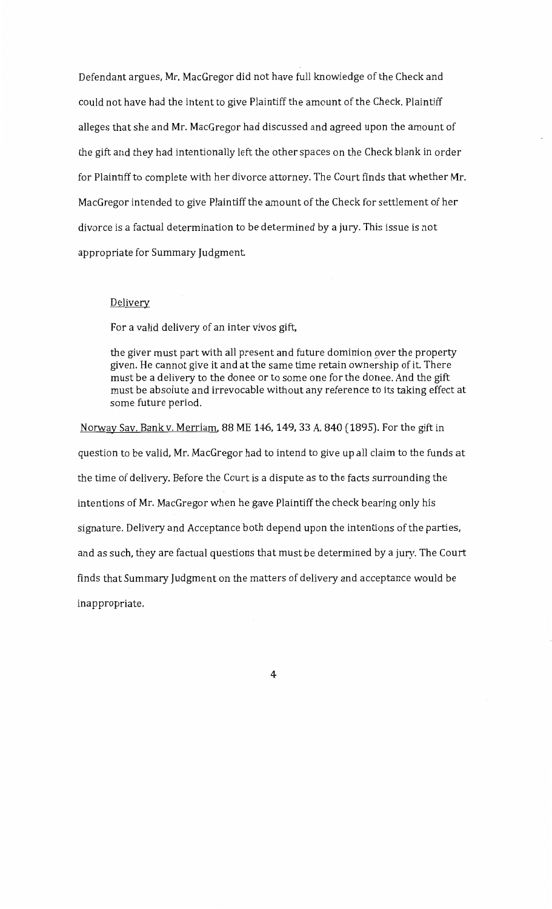Defendant argues, Mr. MacGregor did not have full knowledge of the Check and could not have had the intent to give Plaintiff the amount of the Check. Plaintiff alleges that she and Mr. MacGregor had discussed and agreed upon the amount of the gift and they had intentionally left the other spaces on the Check blank in order for Plaintiff to complete with her divorce attorney. The Court finds that whether Mr. MacGregor intended to give Plaintiff the amount of the Check for settlement of her divorce is a factual determination to be determined by a jury. This issue is not appropriate for Summary Judgment.

<u>Delivery</u>

For a valid delivery of an inter vivos gift,

> the giver must part with all present and future dominion over the property given. He cannot give it and at the same time retain ownership of it. There must be a delivery to the donee or to some one for the donee. And the gift must be absolute and irrevocable without any reference to its taking effect at some future period.

<u>Norway Sav. Bank v. Merriam</u>, 88 ME 146, 149, 33 A. 840 (1895). For the gift in question to be valid, Mr. MacGregor had to intend to give up all claim to the funds at the time of delivery. Before the Court is a dispute as to the facts surrounding the intentions of Mr. MacGregor when he gave Plaintiff the check bearing only his signature. Delivery and Acceptance both depend upon the intentions of the parties, and as such, they are factual questions that must be determined by a jury. The Court finds that Summary Judgment on the matters of delivery and acceptance would be inappropriate.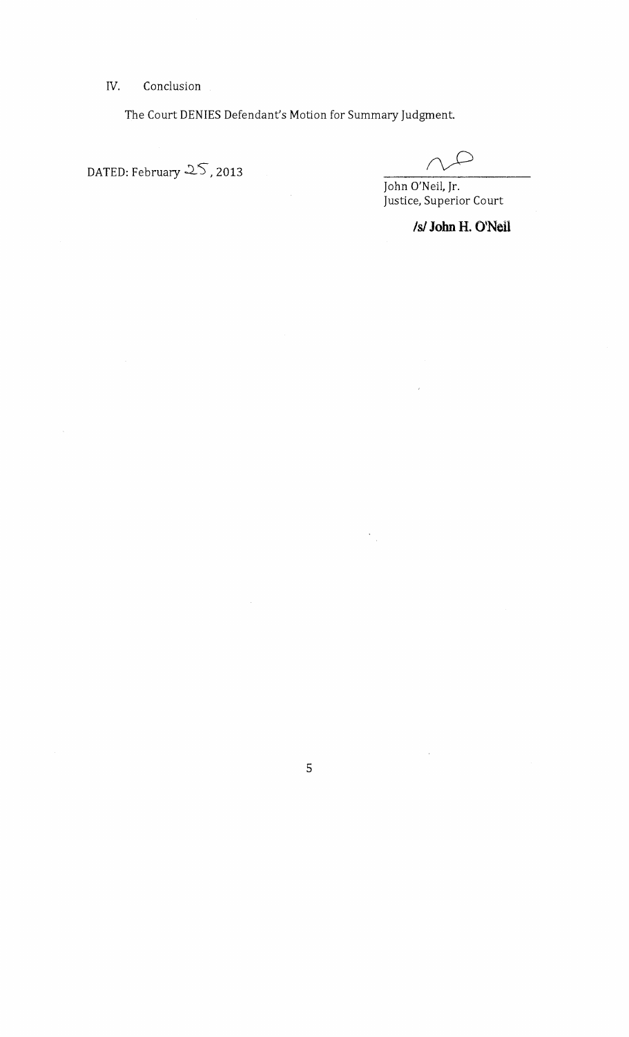## IV. Conclusion

The Court DENIES Defendant's Motion for Summary Judgment.

DATED: February 25, 2013

John O'Neil, Jr.
Justice, Superior Court

**/s/ John H. O'Neil**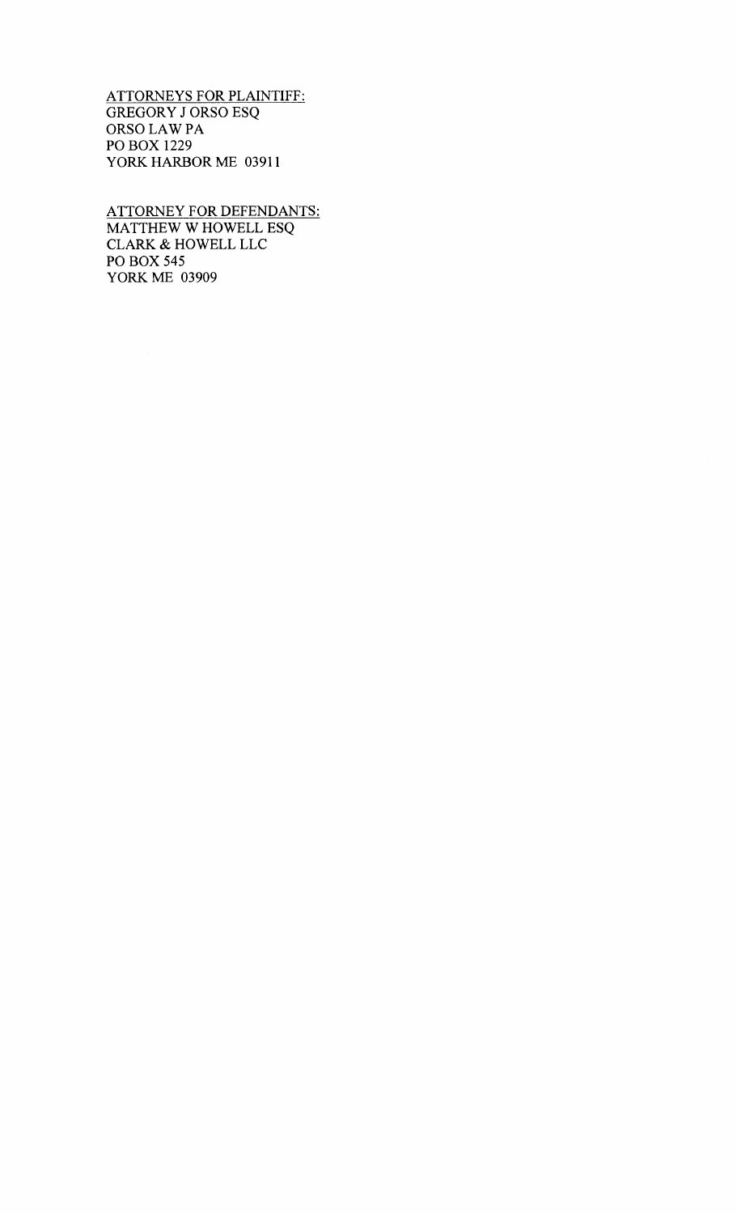ATTORNEYS FOR PLAINTIFF:
GREGORY J ORSO ESQ
ORSO LAW PA
PO BOX 1229
YORK HARBOR ME 03911

ATTORNEY FOR DEFENDANTS:
MATTHEW W HOWELL ESQ
CLARK & HOWELL LLC
PO BOX 545
YORK ME 03909